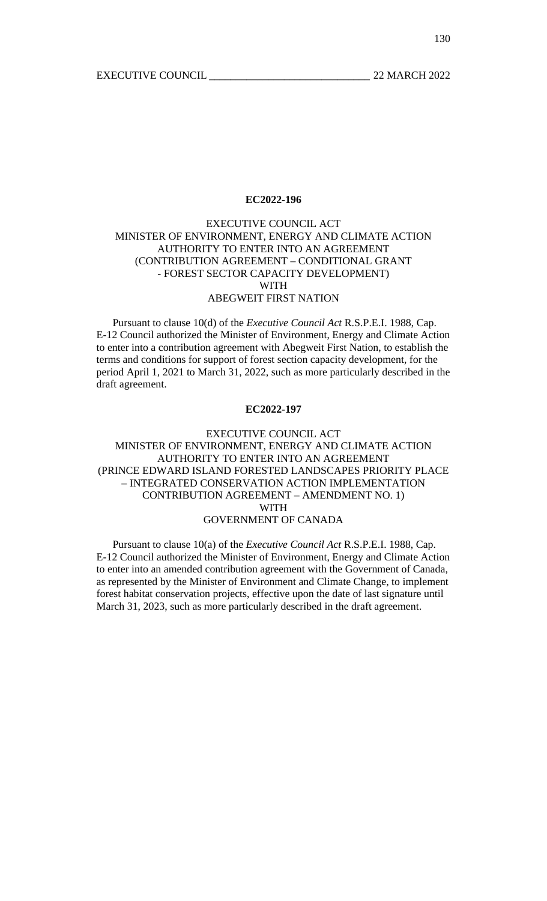**EC2022-196**

EXECUTIVE COUNCIL ACT
MINISTER OF ENVIRONMENT, ENERGY AND CLIMATE ACTION
AUTHORITY TO ENTER INTO AN AGREEMENT
(CONTRIBUTION AGREEMENT – CONDITIONAL GRANT
- FOREST SECTOR CAPACITY DEVELOPMENT)
WITH
ABEGWEIT FIRST NATION

Pursuant to clause 10(d) of the *Executive Council Act* R.S.P.E.I. 1988, Cap. E-12 Council authorized the Minister of Environment, Energy and Climate Action to enter into a contribution agreement with Abegweit First Nation, to establish the terms and conditions for support of forest section capacity development, for the period April 1, 2021 to March 31, 2022, such as more particularly described in the draft agreement.

**EC2022-197**

EXECUTIVE COUNCIL ACT
MINISTER OF ENVIRONMENT, ENERGY AND CLIMATE ACTION
AUTHORITY TO ENTER INTO AN AGREEMENT
(PRINCE EDWARD ISLAND FORESTED LANDSCAPES PRIORITY PLACE
– INTEGRATED CONSERVATION ACTION IMPLEMENTATION
CONTRIBUTION AGREEMENT – AMENDMENT NO. 1)
WITH
GOVERNMENT OF CANADA

Pursuant to clause 10(a) of the *Executive Council Act* R.S.P.E.I. 1988, Cap. E-12 Council authorized the Minister of Environment, Energy and Climate Action to enter into an amended contribution agreement with the Government of Canada, as represented by the Minister of Environment and Climate Change, to implement forest habitat conservation projects, effective upon the date of last signature until March 31, 2023, such as more particularly described in the draft agreement.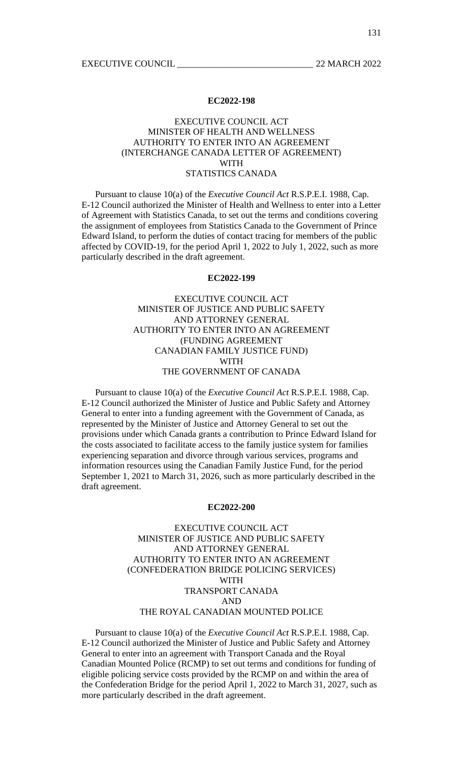**EC2022-198**

EXECUTIVE COUNCIL ACT
MINISTER OF HEALTH AND WELLNESS
AUTHORITY TO ENTER INTO AN AGREEMENT
(INTERCHANGE CANADA LETTER OF AGREEMENT)
WITH
STATISTICS CANADA

Pursuant to clause 10(a) of the *Executive Council Act* R.S.P.E.I. 1988, Cap. E-12 Council authorized the Minister of Health and Wellness to enter into a Letter of Agreement with Statistics Canada, to set out the terms and conditions covering the assignment of employees from Statistics Canada to the Government of Prince Edward Island, to perform the duties of contact tracing for members of the public affected by COVID-19, for the period April 1, 2022 to July 1, 2022, such as more particularly described in the draft agreement.

**EC2022-199**

EXECUTIVE COUNCIL ACT
MINISTER OF JUSTICE AND PUBLIC SAFETY
AND ATTORNEY GENERAL
AUTHORITY TO ENTER INTO AN AGREEMENT
(FUNDING AGREEMENT
CANADIAN FAMILY JUSTICE FUND)
WITH
THE GOVERNMENT OF CANADA

Pursuant to clause 10(a) of the *Executive Council Act* R.S.P.E.I. 1988, Cap. E-12 Council authorized the Minister of Justice and Public Safety and Attorney General to enter into a funding agreement with the Government of Canada, as represented by the Minister of Justice and Attorney General to set out the provisions under which Canada grants a contribution to Prince Edward Island for the costs associated to facilitate access to the family justice system for families experiencing separation and divorce through various services, programs and information resources using the Canadian Family Justice Fund, for the period September 1, 2021 to March 31, 2026, such as more particularly described in the draft agreement.

**EC2022-200**

EXECUTIVE COUNCIL ACT
MINISTER OF JUSTICE AND PUBLIC SAFETY
AND ATTORNEY GENERAL
AUTHORITY TO ENTER INTO AN AGREEMENT
(CONFEDERATION BRIDGE POLICING SERVICES)
WITH
TRANSPORT CANADA
AND
THE ROYAL CANADIAN MOUNTED POLICE

Pursuant to clause 10(a) of the *Executive Council Act* R.S.P.E.I. 1988, Cap. E-12 Council authorized the Minister of Justice and Public Safety and Attorney General to enter into an agreement with Transport Canada and the Royal Canadian Mounted Police (RCMP) to set out terms and conditions for funding of eligible policing service costs provided by the RCMP on and within the area of the Confederation Bridge for the period April 1, 2022 to March 31, 2027, such as more particularly described in the draft agreement.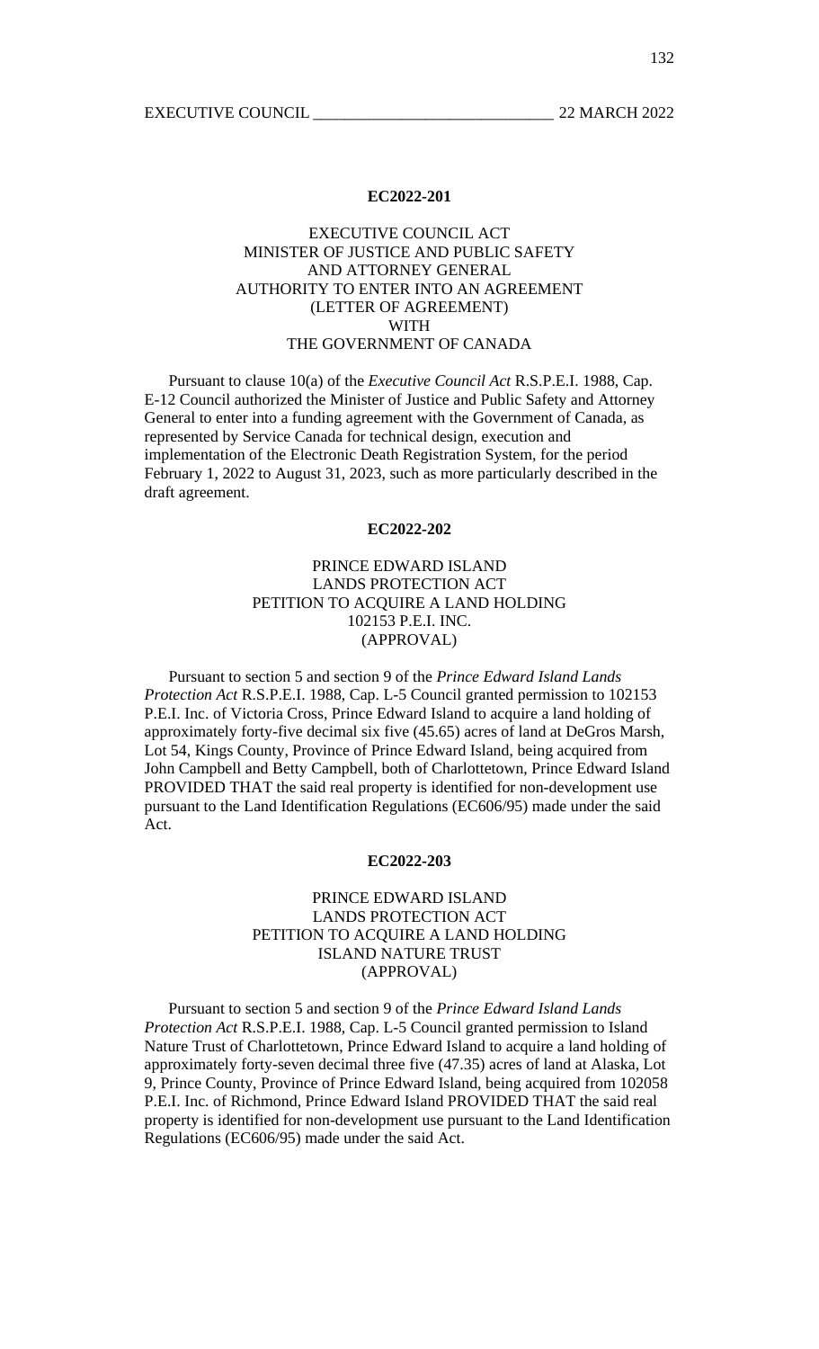**EC2022-201**

EXECUTIVE COUNCIL ACT
MINISTER OF JUSTICE AND PUBLIC SAFETY
AND ATTORNEY GENERAL
AUTHORITY TO ENTER INTO AN AGREEMENT
(LETTER OF AGREEMENT)
WITH
THE GOVERNMENT OF CANADA

Pursuant to clause 10(a) of the *Executive Council Act* R.S.P.E.I. 1988, Cap. E-12 Council authorized the Minister of Justice and Public Safety and Attorney General to enter into a funding agreement with the Government of Canada, as represented by Service Canada for technical design, execution and implementation of the Electronic Death Registration System, for the period February 1, 2022 to August 31, 2023, such as more particularly described in the draft agreement.

**EC2022-202**

PRINCE EDWARD ISLAND
LANDS PROTECTION ACT
PETITION TO ACQUIRE A LAND HOLDING
102153 P.E.I. INC.
(APPROVAL)

Pursuant to section 5 and section 9 of the *Prince Edward Island Lands Protection Act* R.S.P.E.I. 1988, Cap. L-5 Council granted permission to 102153 P.E.I. Inc. of Victoria Cross, Prince Edward Island to acquire a land holding of approximately forty-five decimal six five (45.65) acres of land at DeGros Marsh, Lot 54, Kings County, Province of Prince Edward Island, being acquired from John Campbell and Betty Campbell, both of Charlottetown, Prince Edward Island PROVIDED THAT the said real property is identified for non-development use pursuant to the Land Identification Regulations (EC606/95) made under the said Act.

**EC2022-203**

PRINCE EDWARD ISLAND
LANDS PROTECTION ACT
PETITION TO ACQUIRE A LAND HOLDING
ISLAND NATURE TRUST
(APPROVAL)

Pursuant to section 5 and section 9 of the *Prince Edward Island Lands Protection Act* R.S.P.E.I. 1988, Cap. L-5 Council granted permission to Island Nature Trust of Charlottetown, Prince Edward Island to acquire a land holding of approximately forty-seven decimal three five (47.35) acres of land at Alaska, Lot 9, Prince County, Province of Prince Edward Island, being acquired from 102058 P.E.I. Inc. of Richmond, Prince Edward Island PROVIDED THAT the said real property is identified for non-development use pursuant to the Land Identification Regulations (EC606/95) made under the said Act.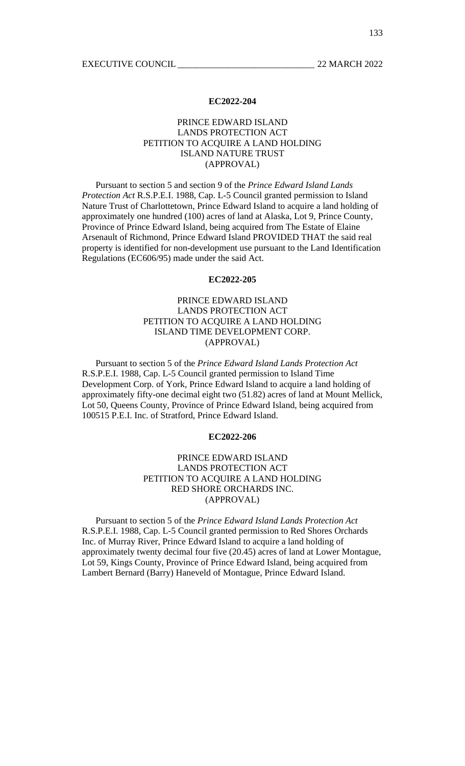**EC2022-204**

PRINCE EDWARD ISLAND
LANDS PROTECTION ACT
PETITION TO ACQUIRE A LAND HOLDING
ISLAND NATURE TRUST
(APPROVAL)

Pursuant to section 5 and section 9 of the *Prince Edward Island Lands Protection Act* R.S.P.E.I. 1988, Cap. L-5 Council granted permission to Island Nature Trust of Charlottetown, Prince Edward Island to acquire a land holding of approximately one hundred (100) acres of land at Alaska, Lot 9, Prince County, Province of Prince Edward Island, being acquired from The Estate of Elaine Arsenault of Richmond, Prince Edward Island PROVIDED THAT the said real property is identified for non-development use pursuant to the Land Identification Regulations (EC606/95) made under the said Act.

**EC2022-205**

PRINCE EDWARD ISLAND
LANDS PROTECTION ACT
PETITION TO ACQUIRE A LAND HOLDING
ISLAND TIME DEVELOPMENT CORP.
(APPROVAL)

Pursuant to section 5 of the *Prince Edward Island Lands Protection Act* R.S.P.E.I. 1988, Cap. L-5 Council granted permission to Island Time Development Corp. of York, Prince Edward Island to acquire a land holding of approximately fifty-one decimal eight two (51.82) acres of land at Mount Mellick, Lot 50, Queens County, Province of Prince Edward Island, being acquired from 100515 P.E.I. Inc. of Stratford, Prince Edward Island.

**EC2022-206**

PRINCE EDWARD ISLAND
LANDS PROTECTION ACT
PETITION TO ACQUIRE A LAND HOLDING
RED SHORE ORCHARDS INC.
(APPROVAL)

Pursuant to section 5 of the *Prince Edward Island Lands Protection Act* R.S.P.E.I. 1988, Cap. L-5 Council granted permission to Red Shores Orchards Inc. of Murray River, Prince Edward Island to acquire a land holding of approximately twenty decimal four five (20.45) acres of land at Lower Montague, Lot 59, Kings County, Province of Prince Edward Island, being acquired from Lambert Bernard (Barry) Haneveld of Montague, Prince Edward Island.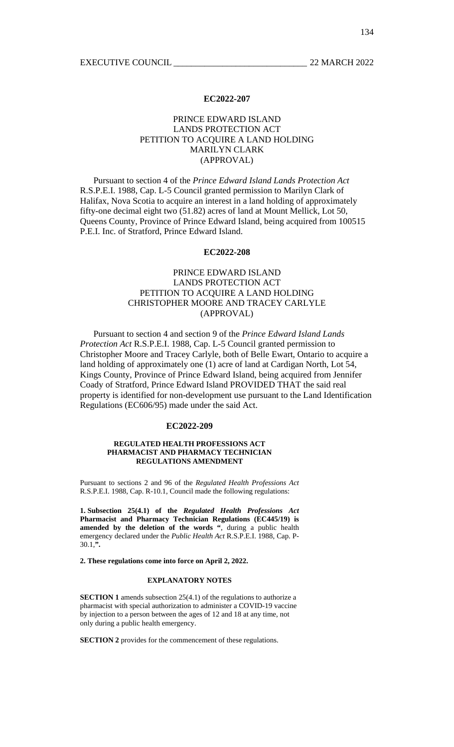## EC2022-207

### PRINCE EDWARD ISLAND
### LANDS PROTECTION ACT
### PETITION TO ACQUIRE A LAND HOLDING
### MARILYN CLARK
### (APPROVAL)

Pursuant to section 4 of the *Prince Edward Island Lands Protection Act* R.S.P.E.I. 1988, Cap. L-5 Council granted permission to Marilyn Clark of Halifax, Nova Scotia to acquire an interest in a land holding of approximately fifty-one decimal eight two (51.82) acres of land at Mount Mellick, Lot 50, Queens County, Province of Prince Edward Island, being acquired from 100515 P.E.I. Inc. of Stratford, Prince Edward Island.

## EC2022-208

### PRINCE EDWARD ISLAND
### LANDS PROTECTION ACT
### PETITION TO ACQUIRE A LAND HOLDING
### CHRISTOPHER MOORE AND TRACEY CARLYLE
### (APPROVAL)

Pursuant to section 4 and section 9 of the *Prince Edward Island Lands Protection Act* R.S.P.E.I. 1988, Cap. L-5 Council granted permission to Christopher Moore and Tracey Carlyle, both of Belle Ewart, Ontario to acquire a land holding of approximately one (1) acre of land at Cardigan North, Lot 54, Kings County, Province of Prince Edward Island, being acquired from Jennifer Coady of Stratford, Prince Edward Island PROVIDED THAT the said real property is identified for non-development use pursuant to the Land Identification Regulations (EC606/95) made under the said Act.

## EC2022-209

### REGULATED HEALTH PROFESSIONS ACT
### PHARMACIST AND PHARMACY TECHNICIAN
### REGULATIONS AMENDMENT

Pursuant to sections 2 and 96 of the *Regulated Health Professions Act* R.S.P.E.I. 1988, Cap. R-10.1, Council made the following regulations:

**1. Subsection 25(4.1) of the *Regulated Health Professions Act* Pharmacist and Pharmacy Technician Regulations (EC445/19) is amended by the deletion of the words "**, during a public health emergency declared under the *Public Health Act* R.S.P.E.I. 1988, Cap. P-30.1,**".**

**2. These regulations come into force on April 2, 2022.**

#### EXPLANATORY NOTES

**SECTION 1** amends subsection 25(4.1) of the regulations to authorize a pharmacist with special authorization to administer a COVID-19 vaccine by injection to a person between the ages of 12 and 18 at any time, not only during a public health emergency.

**SECTION 2** provides for the commencement of these regulations.